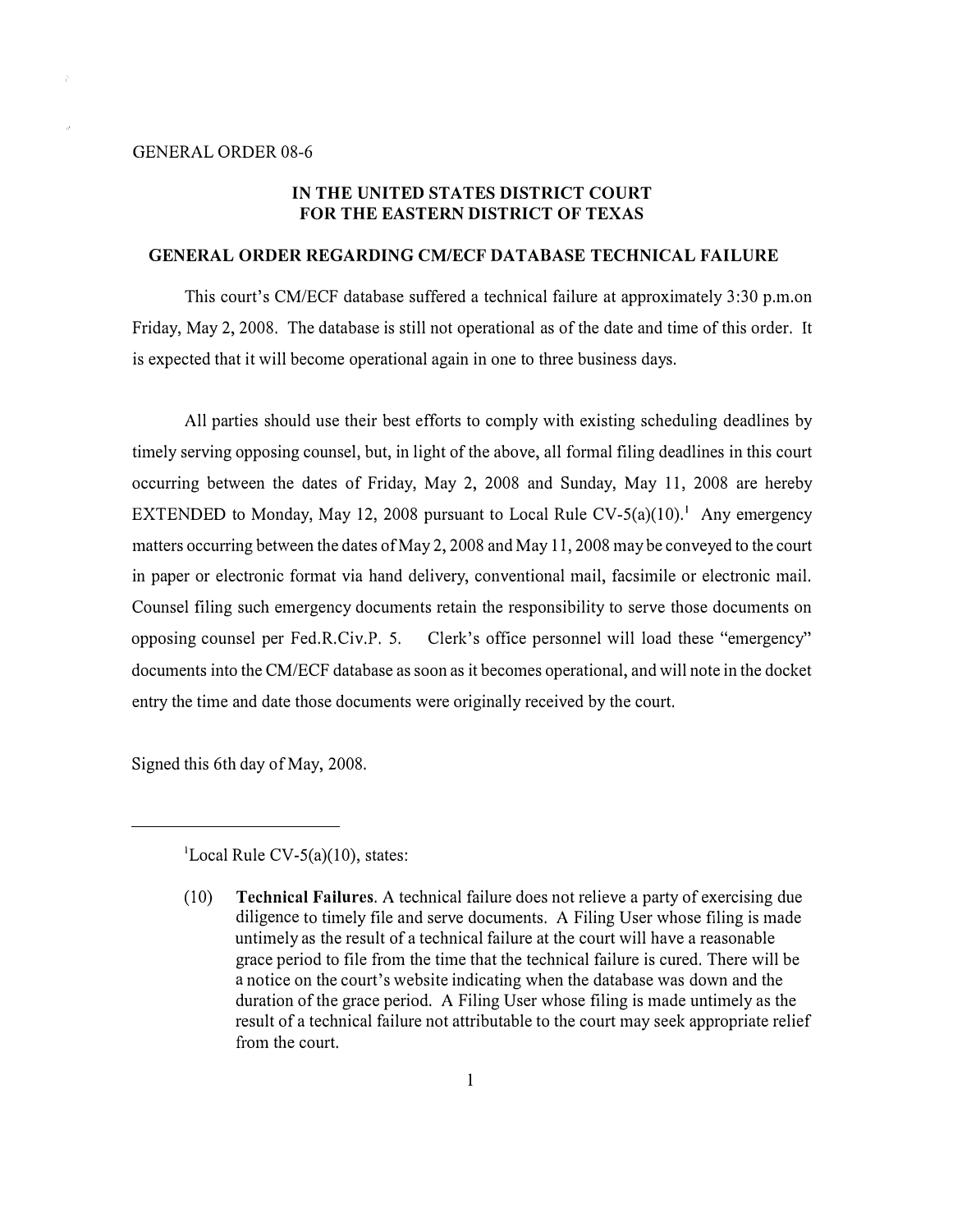GENERAL ORDER 08-6

**IN THE UNITED STATES DISTRICT COURT**
**FOR THE EASTERN DISTRICT OF TEXAS**

**GENERAL ORDER REGARDING CM/ECF DATABASE TECHNICAL FAILURE**

This court's CM/ECF database suffered a technical failure at approximately 3:30 p.m.on Friday, May 2, 2008. The database is still not operational as of the date and time of this order. It is expected that it will become operational again in one to three business days.

All parties should use their best efforts to comply with existing scheduling deadlines by timely serving opposing counsel, but, in light of the above, all formal filing deadlines in this court occurring between the dates of Friday, May 2, 2008 and Sunday, May 11, 2008 are hereby EXTENDED to Monday, May 12, 2008 pursuant to Local Rule CV-5(a)(10).[1] Any emergency matters occurring between the dates of May 2, 2008 and May 11, 2008 may be conveyed to the court in paper or electronic format via hand delivery, conventional mail, facsimile or electronic mail. Counsel filing such emergency documents retain the responsibility to serve those documents on opposing counsel per Fed.R.Civ.P. 5. Clerk's office personnel will load these "emergency" documents into the CM/ECF database as soon as it becomes operational, and will note in the docket entry the time and date those documents were originally received by the court.

Signed this 6th day of May, 2008.

---

[1]Local Rule CV-5(a)(10), states:

> (10) **Technical Failures**. A technical failure does not relieve a party of exercising due diligence to timely file and serve documents. A Filing User whose filing is made untimely as the result of a technical failure at the court will have a reasonable grace period to file from the time that the technical failure is cured. There will be a notice on the court's website indicating when the database was down and the duration of the grace period. A Filing User whose filing is made untimely as the result of a technical failure not attributable to the court may seek appropriate relief from the court.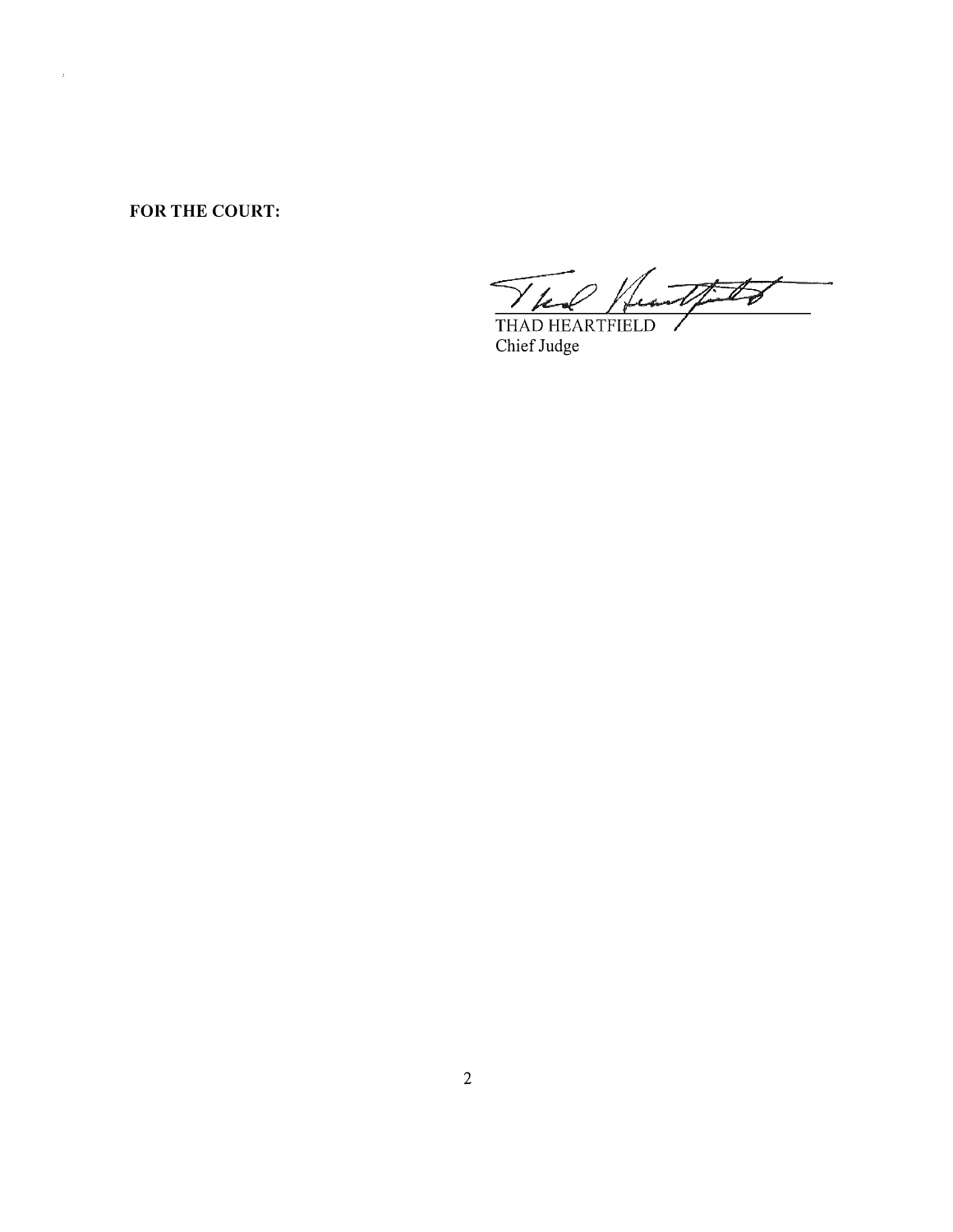**FOR THE COURT:**

THAD HEARTFIELD
Chief Judge